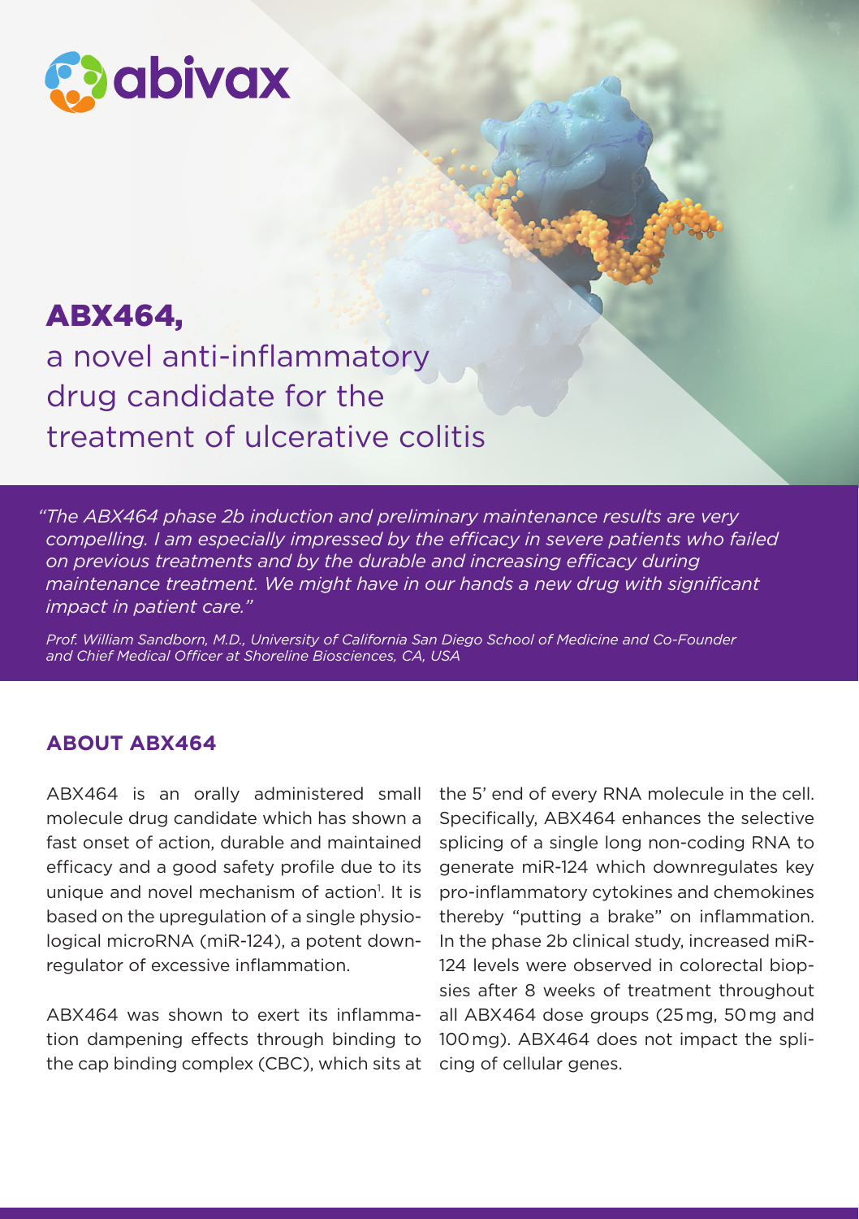abivax

# ABX464,

## a novel anti-inflammatory drug candidate for the treatment of ulcerative colitis

*"The ABX464 phase 2b induction and preliminary maintenance results are very compelling. I am especially impressed by the efficacy in severe patients who failed on previous treatments and by the durable and increasing efficacy during maintenance treatment. We might have in our hands a new drug with significant impact in patient care."*

*Prof. William Sandborn, M.D., University of California San Diego School of Medicine and Co-Founder and Chief Medical Officer at Shoreline Biosciences, CA, USA*

### ABOUT ABX464

ABX464 is an orally administered small molecule drug candidate which has shown a fast onset of action, durable and maintained efficacy and a good safety profile due to its unique and novel mechanism of action[1]. It is based on the upregulation of a single physiological microRNA (miR-124), a potent downregulator of excessive inflammation.

ABX464 was shown to exert its inflammation dampening effects through binding to the cap binding complex (CBC), which sits at the 5' end of every RNA molecule in the cell. Specifically, ABX464 enhances the selective splicing of a single long non-coding RNA to generate miR-124 which downregulates key pro-inflammatory cytokines and chemokines thereby "putting a brake" on inflammation. In the phase 2b clinical study, increased miR-124 levels were observed in colorectal biopsies after 8 weeks of treatment throughout all ABX464 dose groups (25 mg, 50 mg and 100 mg). ABX464 does not impact the splicing of cellular genes.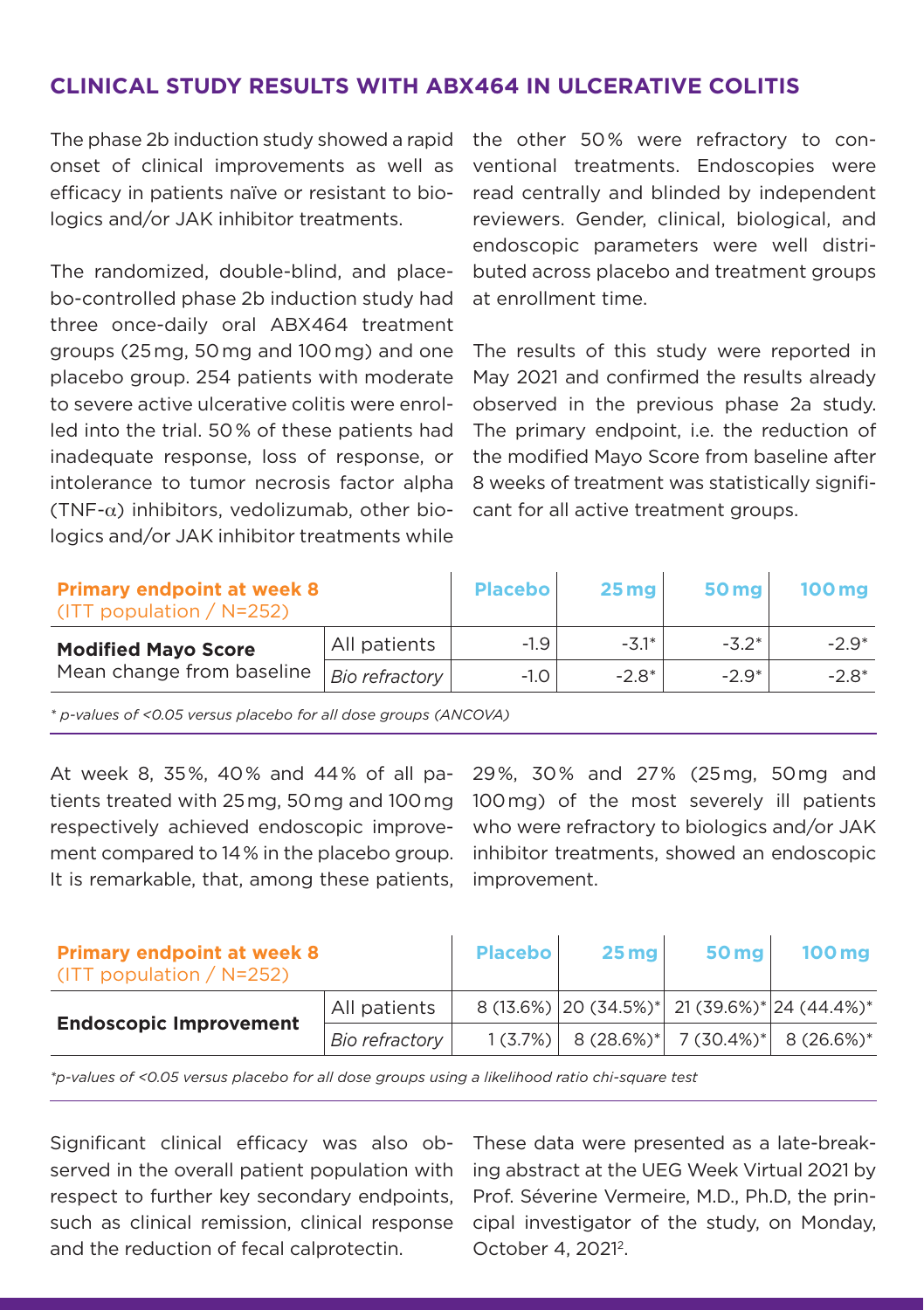## CLINICAL STUDY RESULTS WITH ABX464 IN ULCERATIVE COLITIS

The phase 2b induction study showed a rapid onset of clinical improvements as well as efficacy in patients naïve or resistant to biologics and/or JAK inhibitor treatments.

The randomized, double-blind, and placebo-controlled phase 2b induction study had three once-daily oral ABX464 treatment groups (25 mg, 50 mg and 100 mg) and one placebo group. 254 patients with moderate to severe active ulcerative colitis were enrolled into the trial. 50 % of these patients had inadequate response, loss of response, or intolerance to tumor necrosis factor alpha (TNF-$\alpha$) inhibitors, vedolizumab, other biologics and/or JAK inhibitor treatments while the other 50 % were refractory to conventional treatments. Endoscopies were read centrally and blinded by independent reviewers. Gender, clinical, biological, and endoscopic parameters were well distributed across placebo and treatment groups at enrollment time.

The results of this study were reported in May 2021 and confirmed the results already observed in the previous phase 2a study. The primary endpoint, i.e. the reduction of the modified Mayo Score from baseline after 8 weeks of treatment was statistically significant for all active treatment groups.

| **Primary endpoint at week 8** (ITT population / N=252) | | Placebo | 25 mg | 50 mg | 100 mg |
|---|---|---|---|---|---|
| **Modified Mayo Score** Mean change from baseline | All patients | -1.9 | -3.1* | -3.2* | -2.9* |
| | *Bio refractory* | -1.0 | -2.8* | -2.9* | -2.8* |

*\* p-values of <0.05 versus placebo for all dose groups (ANCOVA)*

At week 8, 35 %, 40 % and 44 % of all patients treated with 25 mg, 50 mg and 100 mg respectively achieved endoscopic improvement compared to 14 % in the placebo group. It is remarkable, that, among these patients, 29 %, 30 % and 27 % (25 mg, 50 mg and 100 mg) of the most severely ill patients who were refractory to biologics and/or JAK inhibitor treatments, showed an endoscopic improvement.

| **Primary endpoint at week 8** (ITT population / N=252) | | Placebo | 25 mg | 50 mg | 100 mg |
|---|---|---|---|---|---|
| **Endoscopic Improvement** | All patients | 8 (13.6%) | 20 (34.5%)* | 21 (39.6%)* | 24 (44.4%)* |
| | *Bio refractory* | 1 (3.7%) | 8 (28.6%)* | 7 (30.4%)* | 8 (26.6%)* |

*\*p-values of <0.05 versus placebo for all dose groups using a likelihood ratio chi-square test*

Significant clinical efficacy was also observed in the overall patient population with respect to further key secondary endpoints, such as clinical remission, clinical response and the reduction of fecal calprotectin.

These data were presented as a late-breaking abstract at the UEG Week Virtual 2021 by Prof. Séverine Vermeire, M.D., Ph.D, the principal investigator of the study, on Monday, October 4, 2021[2].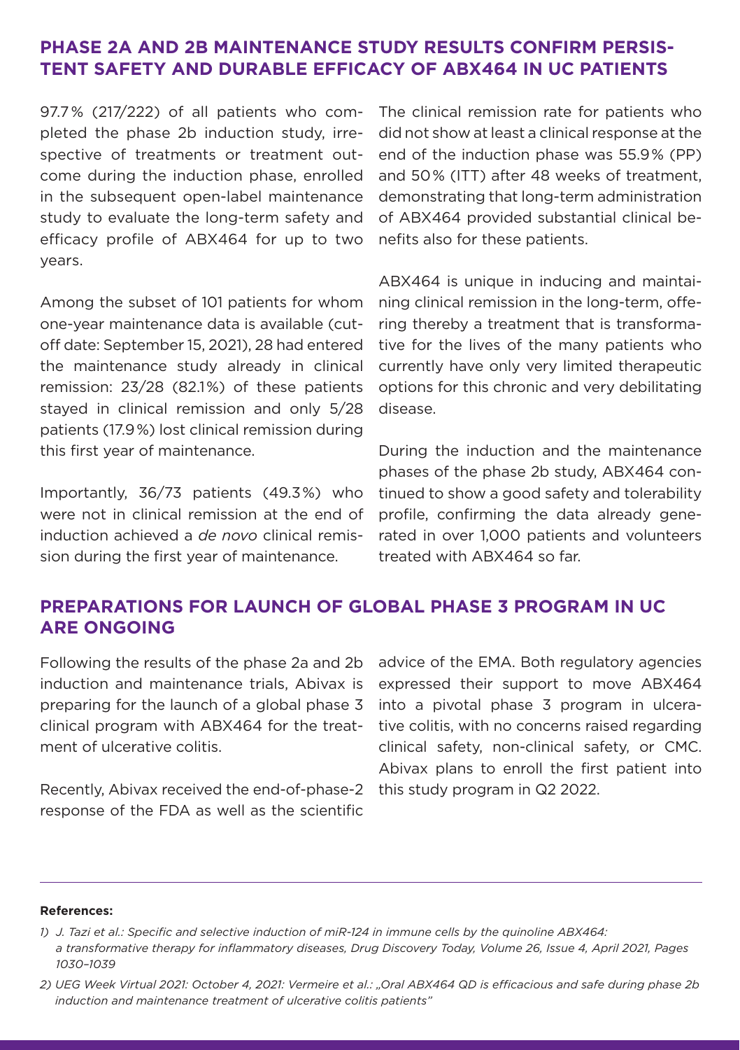## PHASE 2A AND 2B MAINTENANCE STUDY RESULTS CONFIRM PERSISTENT SAFETY AND DURABLE EFFICACY OF ABX464 IN UC PATIENTS

97.7% (217/222) of all patients who completed the phase 2b induction study, irrespective of treatments or treatment outcome during the induction phase, enrolled in the subsequent open-label maintenance study to evaluate the long-term safety and efficacy profile of ABX464 for up to two years.

Among the subset of 101 patients for whom one-year maintenance data is available (cutoff date: September 15, 2021), 28 had entered the maintenance study already in clinical remission: 23/28 (82.1%) of these patients stayed in clinical remission and only 5/28 patients (17.9%) lost clinical remission during this first year of maintenance.

Importantly, 36/73 patients (49.3%) who were not in clinical remission at the end of induction achieved a *de novo* clinical remission during the first year of maintenance.

The clinical remission rate for patients who did not show at least a clinical response at the end of the induction phase was 55.9% (PP) and 50% (ITT) after 48 weeks of treatment, demonstrating that long-term administration of ABX464 provided substantial clinical benefits also for these patients.

ABX464 is unique in inducing and maintaining clinical remission in the long-term, offering thereby a treatment that is transformative for the lives of the many patients who currently have only very limited therapeutic options for this chronic and very debilitating disease.

During the induction and the maintenance phases of the phase 2b study, ABX464 continued to show a good safety and tolerability profile, confirming the data already generated in over 1,000 patients and volunteers treated with ABX464 so far.

## PREPARATIONS FOR LAUNCH OF GLOBAL PHASE 3 PROGRAM IN UC ARE ONGOING

Following the results of the phase 2a and 2b induction and maintenance trials, Abivax is preparing for the launch of a global phase 3 clinical program with ABX464 for the treatment of ulcerative colitis.

Recently, Abivax received the end-of-phase-2 response of the FDA as well as the scientific advice of the EMA. Both regulatory agencies expressed their support to move ABX464 into a pivotal phase 3 program in ulcerative colitis, with no concerns raised regarding clinical safety, non-clinical safety, or CMC. Abivax plans to enroll the first patient into this study program in Q2 2022.

---

**References:**

1) *J. Tazi et al.: Specific and selective induction of miR-124 in immune cells by the quinoline ABX464: a transformative therapy for inflammatory diseases, Drug Discovery Today, Volume 26, Issue 4, April 2021, Pages 1030–1039*

2) *UEG Week Virtual 2021: October 4, 2021: Vermeire et al.: „Oral ABX464 QD is efficacious and safe during phase 2b induction and maintenance treatment of ulcerative colitis patients"*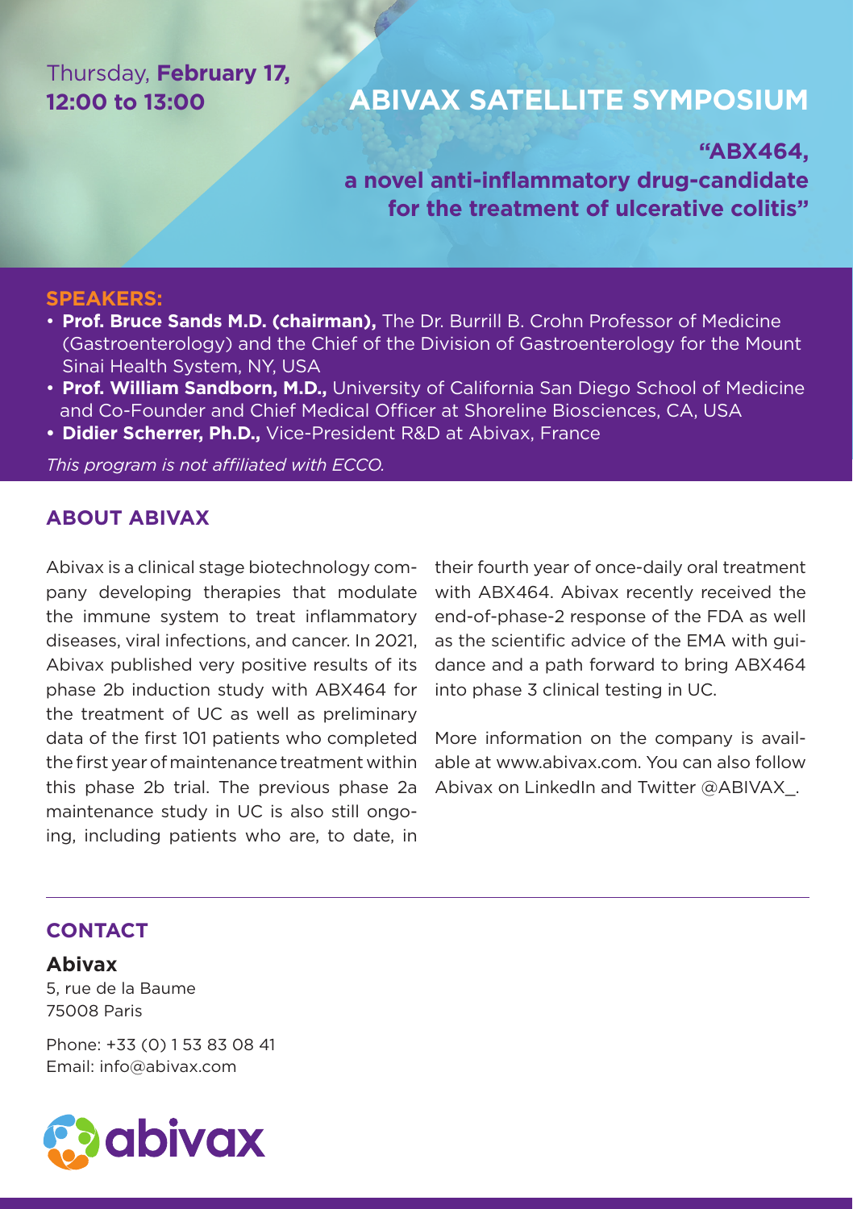Thursday, **February 17, 12:00 to 13:00**

# ABIVAX SATELLITE SYMPOSIUM

**"ABX464, a novel anti-inflammatory drug-candidate for the treatment of ulcerative colitis"**

## SPEAKERS:

- **Prof. Bruce Sands M.D. (chairman),** The Dr. Burrill B. Crohn Professor of Medicine (Gastroenterology) and the Chief of the Division of Gastroenterology for the Mount Sinai Health System, NY, USA
- **Prof. William Sandborn, M.D.,** University of California San Diego School of Medicine and Co-Founder and Chief Medical Officer at Shoreline Biosciences, CA, USA
- **Didier Scherrer, Ph.D.,** Vice-President R&D at Abivax, France

*This program is not affiliated with ECCO.*

## ABOUT ABIVAX

Abivax is a clinical stage biotechnology company developing therapies that modulate the immune system to treat inflammatory diseases, viral infections, and cancer. In 2021, Abivax published very positive results of its phase 2b induction study with ABX464 for the treatment of UC as well as preliminary data of the first 101 patients who completed the first year of maintenance treatment within this phase 2b trial. The previous phase 2a maintenance study in UC is also still ongoing, including patients who are, to date, in their fourth year of once-daily oral treatment with ABX464. Abivax recently received the end-of-phase-2 response of the FDA as well as the scientific advice of the EMA with guidance and a path forward to bring ABX464 into phase 3 clinical testing in UC.

More information on the company is available at www.abivax.com. You can also follow Abivax on LinkedIn and Twitter @ABIVAX_.

## CONTACT

**Abivax**
5, rue de la Baume
75008 Paris

Phone: +33 (0) 1 53 83 08 41
Email: info@abivax.com

abivax